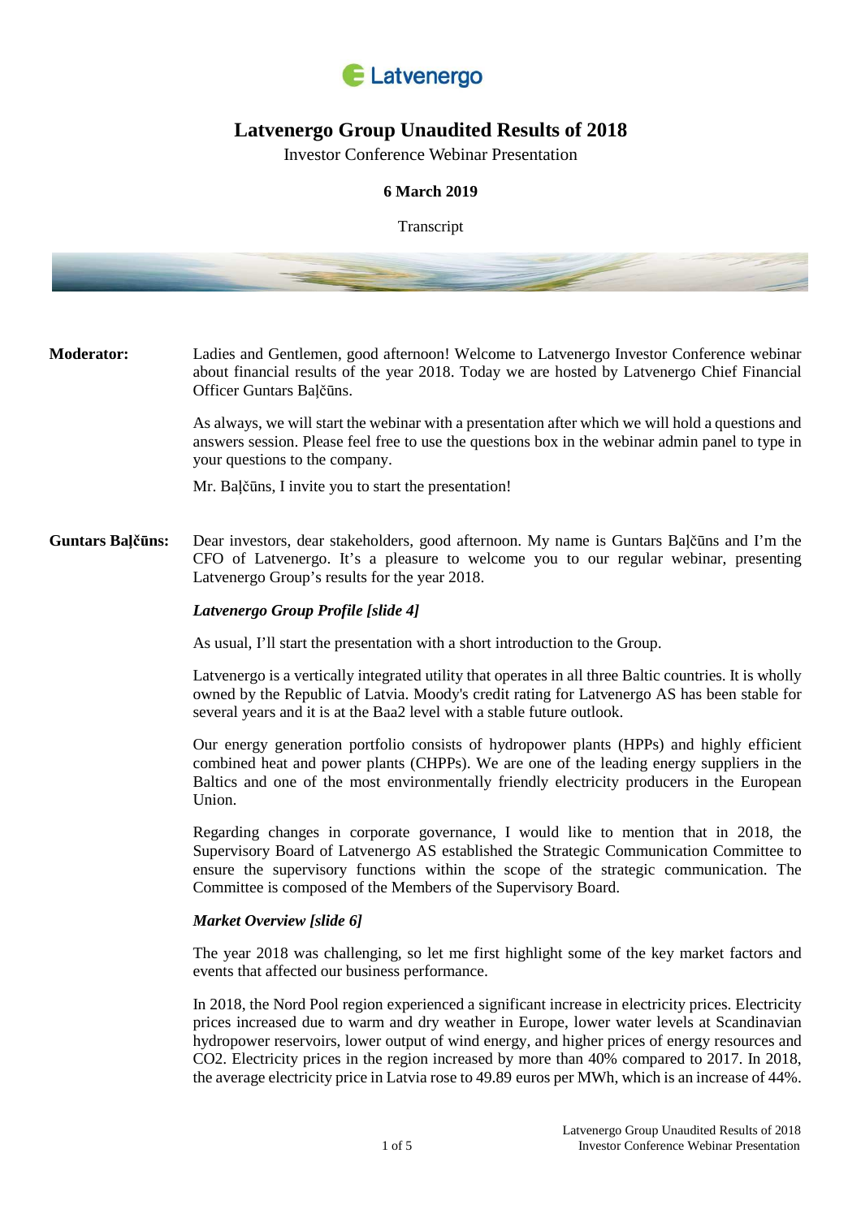Latvenergo

# Latvenergo Group Unaudited Results of 2018

Investor Conference Webinar Presentation

**6 March 2019**

Transcript

**Moderator:** Ladies and Gentlemen, good afternoon! Welcome to Latvenergo Investor Conference webinar about financial results of the year 2018. Today we are hosted by Latvenergo Chief Financial Officer Guntars Baļčūns.

As always, we will start the webinar with a presentation after which we will hold a questions and answers session. Please feel free to use the questions box in the webinar admin panel to type in your questions to the company.

Mr. Baļčūns, I invite you to start the presentation!

**Guntars Baļčūns:** Dear investors, dear stakeholders, good afternoon. My name is Guntars Baļčūns and I'm the CFO of Latvenergo. It's a pleasure to welcome you to our regular webinar, presenting Latvenergo Group's results for the year 2018.

***Latvenergo Group Profile [slide 4]***

As usual, I'll start the presentation with a short introduction to the Group.

Latvenergo is a vertically integrated utility that operates in all three Baltic countries. It is wholly owned by the Republic of Latvia. Moody's credit rating for Latvenergo AS has been stable for several years and it is at the Baa2 level with a stable future outlook.

Our energy generation portfolio consists of hydropower plants (HPPs) and highly efficient combined heat and power plants (CHPPs). We are one of the leading energy suppliers in the Baltics and one of the most environmentally friendly electricity producers in the European Union.

Regarding changes in corporate governance, I would like to mention that in 2018, the Supervisory Board of Latvenergo AS established the Strategic Communication Committee to ensure the supervisory functions within the scope of the strategic communication. The Committee is composed of the Members of the Supervisory Board.

***Market Overview [slide 6]***

The year 2018 was challenging, so let me first highlight some of the key market factors and events that affected our business performance.

In 2018, the Nord Pool region experienced a significant increase in electricity prices. Electricity prices increased due to warm and dry weather in Europe, lower water levels at Scandinavian hydropower reservoirs, lower output of wind energy, and higher prices of energy resources and $CO_2$. Electricity prices in the region increased by more than 40% compared to 2017. In 2018, the average electricity price in Latvia rose to 49.89 euros per MWh, which is an increase of 44%.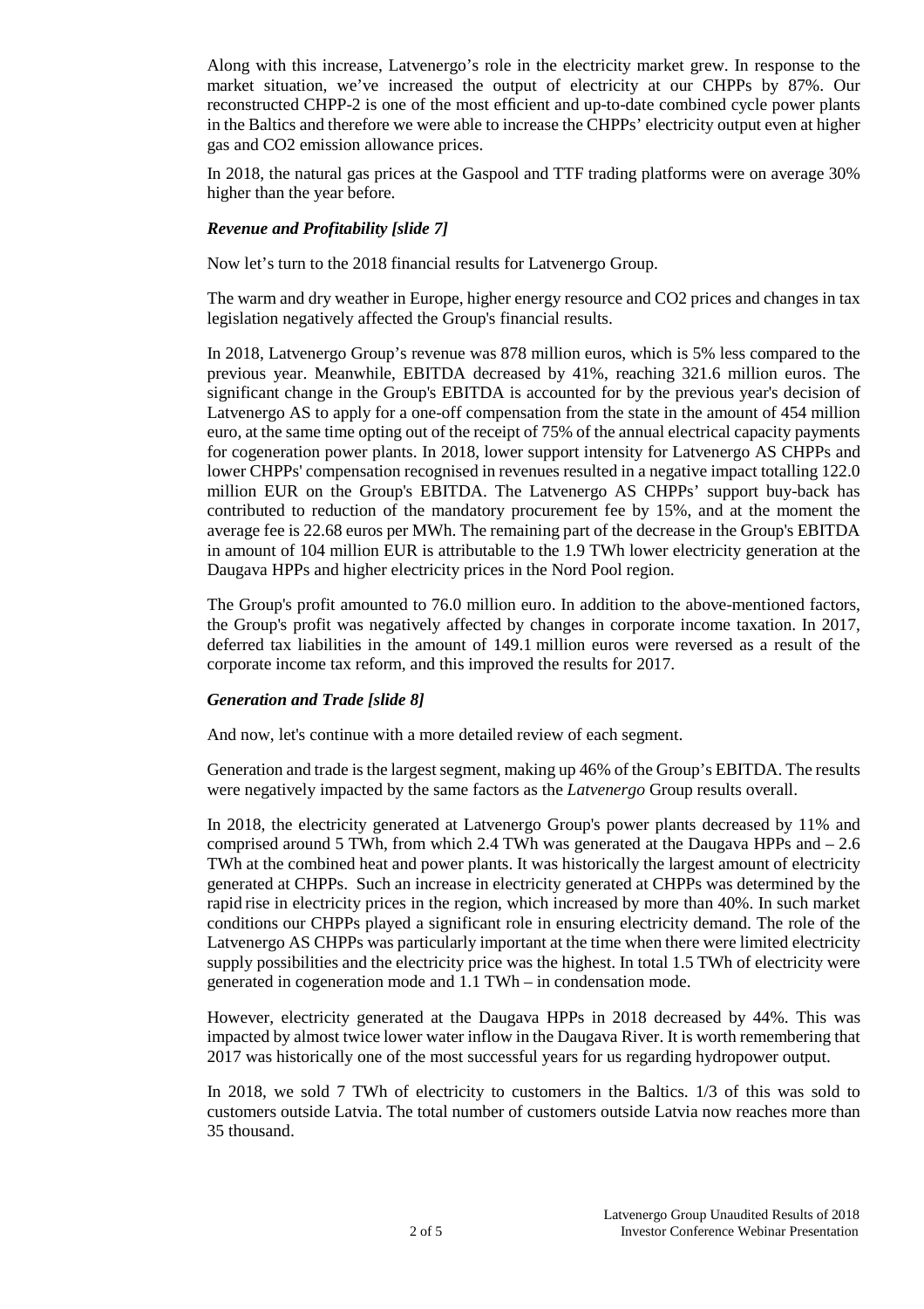Along with this increase, Latvenergo's role in the electricity market grew. In response to the market situation, we've increased the output of electricity at our CHPPs by 87%. Our reconstructed CHPP-2 is one of the most efficient and up-to-date combined cycle power plants in the Baltics and therefore we were able to increase the CHPPs' electricity output even at higher gas and $CO_2$ emission allowance prices.

In 2018, the natural gas prices at the Gaspool and TTF trading platforms were on average 30% higher than the year before.

***Revenue and Profitability [slide 7]***

Now let's turn to the 2018 financial results for Latvenergo Group.

The warm and dry weather in Europe, higher energy resource and $CO_2$ prices and changes in tax legislation negatively affected the Group's financial results.

In 2018, Latvenergo Group's revenue was 878 million euros, which is 5% less compared to the previous year. Meanwhile, EBITDA decreased by 41%, reaching 321.6 million euros. The significant change in the Group's EBITDA is accounted for by the previous year's decision of Latvenergo AS to apply for a one-off compensation from the state in the amount of 454 million euro, at the same time opting out of the receipt of 75% of the annual electrical capacity payments for cogeneration power plants. In 2018, lower support intensity for Latvenergo AS CHPPs and lower CHPPs' compensation recognised in revenues resulted in a negative impact totalling 122.0 million EUR on the Group's EBITDA. The Latvenergo AS CHPPs' support buy-back has contributed to reduction of the mandatory procurement fee by 15%, and at the moment the average fee is 22.68 euros per MWh. The remaining part of the decrease in the Group's EBITDA in amount of 104 million EUR is attributable to the 1.9 TWh lower electricity generation at the Daugava HPPs and higher electricity prices in the Nord Pool region.

The Group's profit amounted to 76.0 million euro. In addition to the above-mentioned factors, the Group's profit was negatively affected by changes in corporate income taxation. In 2017, deferred tax liabilities in the amount of 149.1 million euros were reversed as a result of the corporate income tax reform, and this improved the results for 2017.

***Generation and Trade [slide 8]***

And now, let's continue with a more detailed review of each segment.

Generation and trade is the largest segment, making up 46% of the Group's EBITDA. The results were negatively impacted by the same factors as the *Latvenergo* Group results overall.

In 2018, the electricity generated at Latvenergo Group's power plants decreased by 11% and comprised around 5 TWh, from which 2.4 TWh was generated at the Daugava HPPs and – 2.6 TWh at the combined heat and power plants. It was historically the largest amount of electricity generated at CHPPs. Such an increase in electricity generated at CHPPs was determined by the rapid rise in electricity prices in the region, which increased by more than 40%. In such market conditions our CHPPs played a significant role in ensuring electricity demand. The role of the Latvenergo AS CHPPs was particularly important at the time when there were limited electricity supply possibilities and the electricity price was the highest. In total 1.5 TWh of electricity were generated in cogeneration mode and 1.1 TWh – in condensation mode.

However, electricity generated at the Daugava HPPs in 2018 decreased by 44%. This was impacted by almost twice lower water inflow in the Daugava River. It is worth remembering that 2017 was historically one of the most successful years for us regarding hydropower output.

In 2018, we sold 7 TWh of electricity to customers in the Baltics. 1/3 of this was sold to customers outside Latvia. The total number of customers outside Latvia now reaches more than 35 thousand.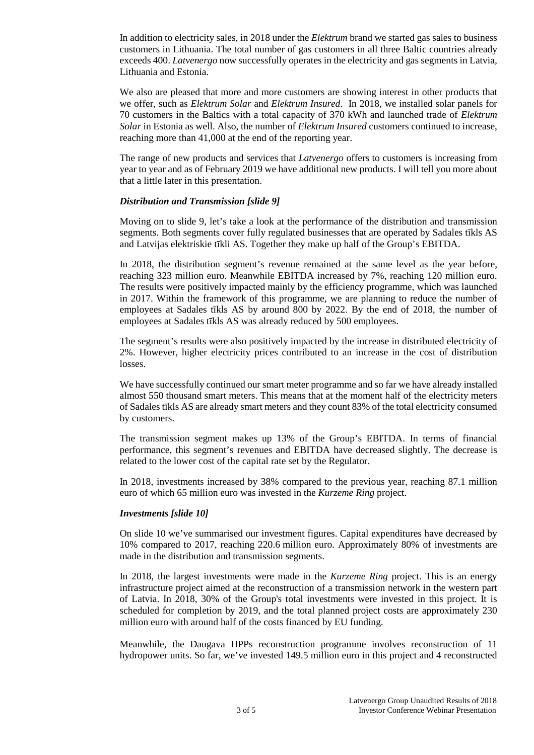In addition to electricity sales, in 2018 under the *Elektrum* brand we started gas sales to business customers in Lithuania. The total number of gas customers in all three Baltic countries already exceeds 400. *Latvenergo* now successfully operates in the electricity and gas segments in Latvia, Lithuania and Estonia.

We also are pleased that more and more customers are showing interest in other products that we offer, such as *Elektrum Solar* and *Elektrum Insured*. In 2018, we installed solar panels for 70 customers in the Baltics with a total capacity of 370 kWh and launched trade of *Elektrum Solar* in Estonia as well. Also, the number of *Elektrum Insured* customers continued to increase, reaching more than 41,000 at the end of the reporting year.

The range of new products and services that *Latvenergo* offers to customers is increasing from year to year and as of February 2019 we have additional new products. I will tell you more about that a little later in this presentation.

### *Distribution and Transmission [slide 9]*

Moving on to slide 9, let's take a look at the performance of the distribution and transmission segments. Both segments cover fully regulated businesses that are operated by Sadales tīkls AS and Latvijas elektriskie tīkli AS. Together they make up half of the Group's EBITDA.

In 2018, the distribution segment's revenue remained at the same level as the year before, reaching 323 million euro. Meanwhile EBITDA increased by 7%, reaching 120 million euro. The results were positively impacted mainly by the efficiency programme, which was launched in 2017. Within the framework of this programme, we are planning to reduce the number of employees at Sadales tīkls AS by around 800 by 2022. By the end of 2018, the number of employees at Sadales tīkls AS was already reduced by 500 employees.

The segment's results were also positively impacted by the increase in distributed electricity of 2%. However, higher electricity prices contributed to an increase in the cost of distribution losses.

We have successfully continued our smart meter programme and so far we have already installed almost 550 thousand smart meters. This means that at the moment half of the electricity meters of Sadales tīkls AS are already smart meters and they count 83% of the total electricity consumed by customers.

The transmission segment makes up 13% of the Group's EBITDA. In terms of financial performance, this segment's revenues and EBITDA have decreased slightly. The decrease is related to the lower cost of the capital rate set by the Regulator.

In 2018, investments increased by 38% compared to the previous year, reaching 87.1 million euro of which 65 million euro was invested in the *Kurzeme Ring* project.

### *Investments [slide 10]*

On slide 10 we've summarised our investment figures. Capital expenditures have decreased by 10% compared to 2017, reaching 220.6 million euro. Approximately 80% of investments are made in the distribution and transmission segments.

In 2018, the largest investments were made in the *Kurzeme Ring* project. This is an energy infrastructure project aimed at the reconstruction of a transmission network in the western part of Latvia. In 2018, 30% of the Group's total investments were invested in this project. It is scheduled for completion by 2019, and the total planned project costs are approximately 230 million euro with around half of the costs financed by EU funding.

Meanwhile, the Daugava HPPs reconstruction programme involves reconstruction of 11 hydropower units. So far, we've invested 149.5 million euro in this project and 4 reconstructed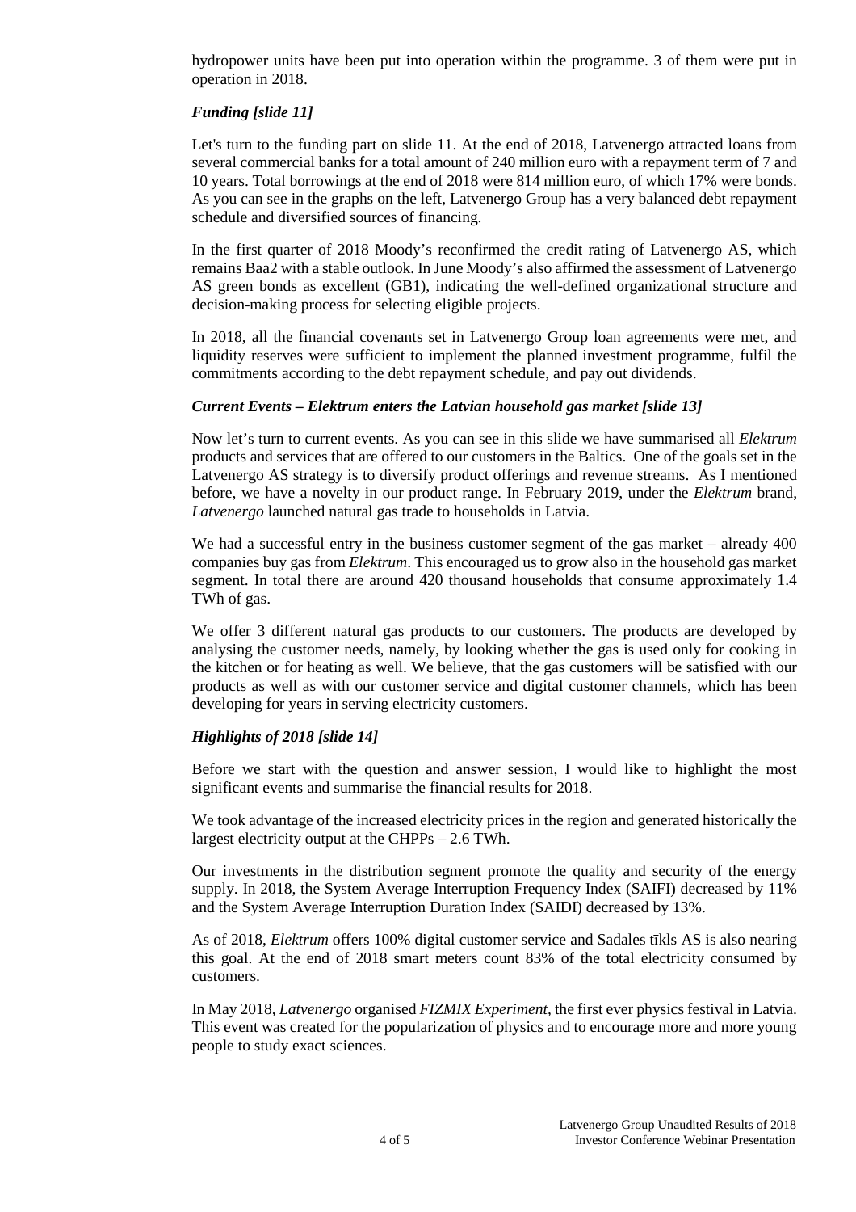hydropower units have been put into operation within the programme. 3 of them were put in operation in 2018.

### *Funding [slide 11]*

Let's turn to the funding part on slide 11. At the end of 2018, Latvenergo attracted loans from several commercial banks for a total amount of 240 million euro with a repayment term of 7 and 10 years. Total borrowings at the end of 2018 were 814 million euro, of which 17% were bonds. As you can see in the graphs on the left, Latvenergo Group has a very balanced debt repayment schedule and diversified sources of financing.

In the first quarter of 2018 Moody's reconfirmed the credit rating of Latvenergo AS, which remains Baa2 with a stable outlook. In June Moody's also affirmed the assessment of Latvenergo AS green bonds as excellent (GB1), indicating the well-defined organizational structure and decision-making process for selecting eligible projects.

In 2018, all the financial covenants set in Latvenergo Group loan agreements were met, and liquidity reserves were sufficient to implement the planned investment programme, fulfil the commitments according to the debt repayment schedule, and pay out dividends.

### *Current Events – Elektrum enters the Latvian household gas market [slide 13]*

Now let's turn to current events. As you can see in this slide we have summarised all *Elektrum* products and services that are offered to our customers in the Baltics. One of the goals set in the Latvenergo AS strategy is to diversify product offerings and revenue streams. As I mentioned before, we have a novelty in our product range. In February 2019, under the *Elektrum* brand, *Latvenergo* launched natural gas trade to households in Latvia.

We had a successful entry in the business customer segment of the gas market – already 400 companies buy gas from *Elektrum*. This encouraged us to grow also in the household gas market segment. In total there are around 420 thousand households that consume approximately 1.4 TWh of gas.

We offer 3 different natural gas products to our customers. The products are developed by analysing the customer needs, namely, by looking whether the gas is used only for cooking in the kitchen or for heating as well. We believe, that the gas customers will be satisfied with our products as well as with our customer service and digital customer channels, which has been developing for years in serving electricity customers.

### *Highlights of 2018 [slide 14]*

Before we start with the question and answer session, I would like to highlight the most significant events and summarise the financial results for 2018.

We took advantage of the increased electricity prices in the region and generated historically the largest electricity output at the CHPPs – 2.6 TWh.

Our investments in the distribution segment promote the quality and security of the energy supply. In 2018, the System Average Interruption Frequency Index (SAIFI) decreased by 11% and the System Average Interruption Duration Index (SAIDI) decreased by 13%.

As of 2018, *Elektrum* offers 100% digital customer service and Sadales tīkls AS is also nearing this goal. At the end of 2018 smart meters count 83% of the total electricity consumed by customers.

In May 2018, *Latvenergo* organised *FIZMIX Experiment,* the first ever physics festival in Latvia. This event was created for the popularization of physics and to encourage more and more young people to study exact sciences.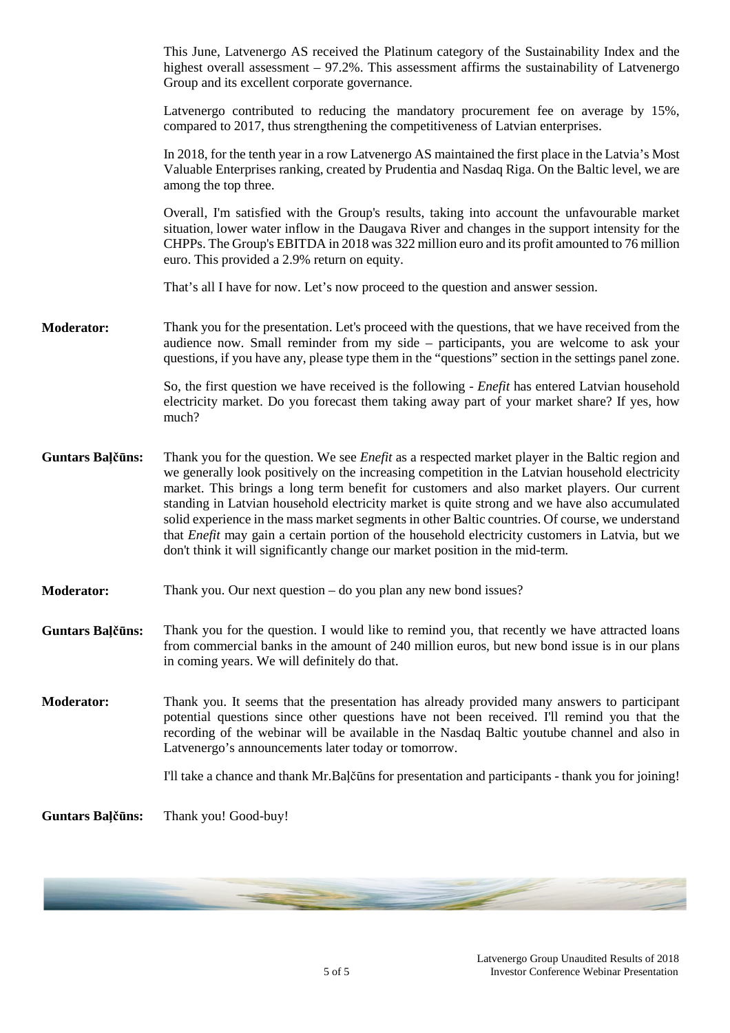This June, Latvenergo AS received the Platinum category of the Sustainability Index and the highest overall assessment – 97.2%. This assessment affirms the sustainability of Latvenergo Group and its excellent corporate governance.

Latvenergo contributed to reducing the mandatory procurement fee on average by 15%, compared to 2017, thus strengthening the competitiveness of Latvian enterprises.

In 2018, for the tenth year in a row Latvenergo AS maintained the first place in the Latvia's Most Valuable Enterprises ranking, created by Prudentia and Nasdaq Riga. On the Baltic level, we are among the top three.

Overall, I'm satisfied with the Group's results, taking into account the unfavourable market situation, lower water inflow in the Daugava River and changes in the support intensity for the CHPPs. The Group's EBITDA in 2018 was 322 million euro and its profit amounted to 76 million euro. This provided a 2.9% return on equity.

That's all I have for now. Let's now proceed to the question and answer session.

**Moderator:** Thank you for the presentation. Let's proceed with the questions, that we have received from the audience now. Small reminder from my side – participants, you are welcome to ask your questions, if you have any, please type them in the "questions" section in the settings panel zone.

So, the first question we have received is the following - *Enefit* has entered Latvian household electricity market. Do you forecast them taking away part of your market share? If yes, how much?

**Guntars Baļčūns:** Thank you for the question. We see *Enefit* as a respected market player in the Baltic region and we generally look positively on the increasing competition in the Latvian household electricity market. This brings a long term benefit for customers and also market players. Our current standing in Latvian household electricity market is quite strong and we have also accumulated solid experience in the mass market segments in other Baltic countries. Of course, we understand that *Enefit* may gain a certain portion of the household electricity customers in Latvia, but we don't think it will significantly change our market position in the mid-term.

**Moderator:** Thank you. Our next question – do you plan any new bond issues?

**Guntars Baļčūns:** Thank you for the question. I would like to remind you, that recently we have attracted loans from commercial banks in the amount of 240 million euros, but new bond issue is in our plans in coming years. We will definitely do that.

**Moderator:** Thank you. It seems that the presentation has already provided many answers to participant potential questions since other questions have not been received. I'll remind you that the recording of the webinar will be available in the Nasdaq Baltic youtube channel and also in Latvenergo's announcements later today or tomorrow.

I'll take a chance and thank Mr.Baļčūns for presentation and participants - thank you for joining!

**Guntars Baļčūns:** Thank you! Good-buy!